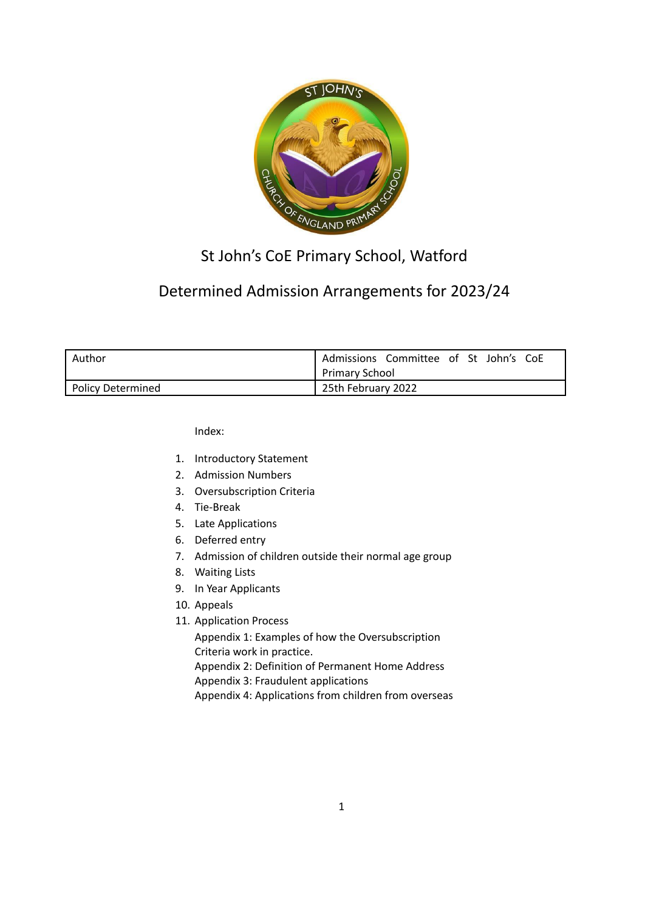# St John's CoE Primary School, Watford

## Determined Admission Arrangements for 2023/24

| Author | Admissions Committee of St John's CoE Primary School |
|---|---|
| Policy Determined | 25th February 2022 |

Index:

1. Introductory Statement
2. Admission Numbers
3. Oversubscription Criteria
4. Tie-Break
5. Late Applications
6. Deferred entry
7. Admission of children outside their normal age group
8. Waiting Lists
9. In Year Applicants
10. Appeals
11. Application Process

    Appendix 1: Examples of how the Oversubscription Criteria work in practice.

    Appendix 2: Definition of Permanent Home Address

    Appendix 3: Fraudulent applications

    Appendix 4: Applications from children from overseas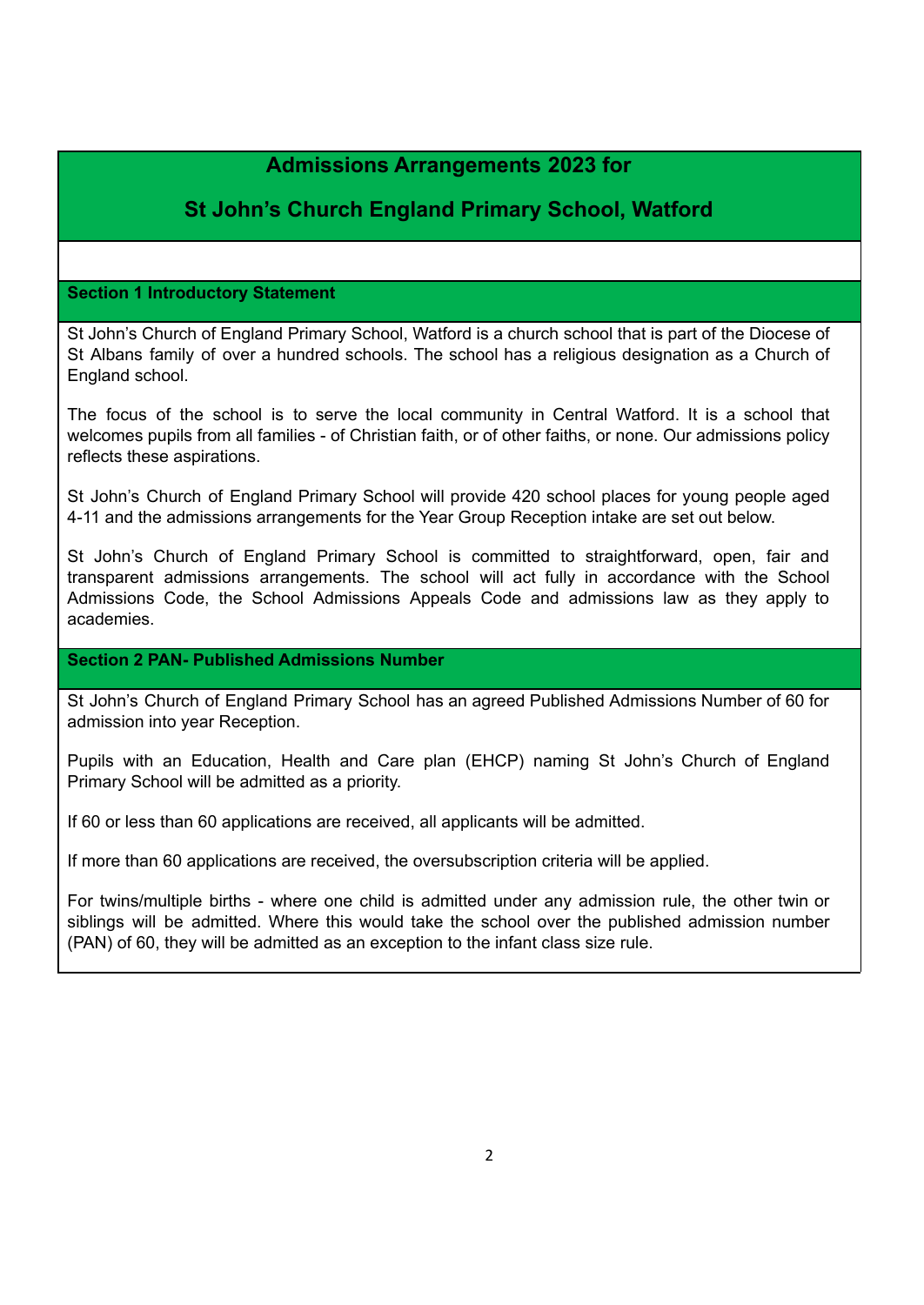# Admissions Arrangements 2023 for

# St John’s Church England Primary School, Watford

## Section 1 Introductory Statement

St John’s Church of England Primary School, Watford is a church school that is part of the Diocese of St Albans family of over a hundred schools. The school has a religious designation as a Church of England school.

The focus of the school is to serve the local community in Central Watford. It is a school that welcomes pupils from all families - of Christian faith, or of other faiths, or none. Our admissions policy reflects these aspirations.

St John’s Church of England Primary School will provide 420 school places for young people aged 4-11 and the admissions arrangements for the Year Group Reception intake are set out below.

St John’s Church of England Primary School is committed to straightforward, open, fair and transparent admissions arrangements. The school will act fully in accordance with the School Admissions Code, the School Admissions Appeals Code and admissions law as they apply to academies.

## Section 2 PAN- Published Admissions Number

St John’s Church of England Primary School has an agreed Published Admissions Number of 60 for admission into year Reception.

Pupils with an Education, Health and Care plan (EHCP) naming St John’s Church of England Primary School will be admitted as a priority.

If 60 or less than 60 applications are received, all applicants will be admitted.

If more than 60 applications are received, the oversubscription criteria will be applied.

For twins/multiple births - where one child is admitted under any admission rule, the other twin or siblings will be admitted. Where this would take the school over the published admission number (PAN) of 60, they will be admitted as an exception to the infant class size rule.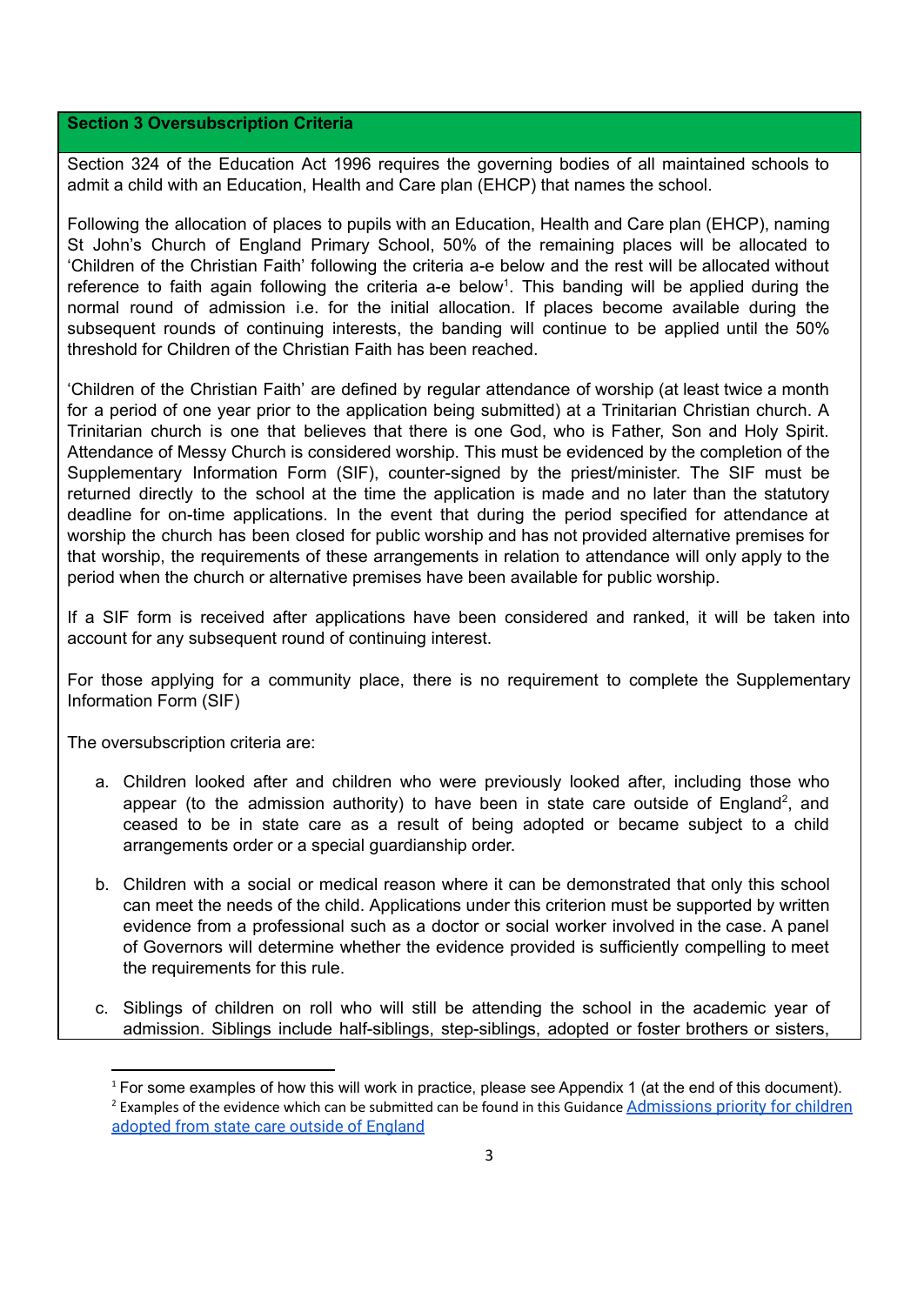## Section 3 Oversubscription Criteria

Section 324 of the Education Act 1996 requires the governing bodies of all maintained schools to admit a child with an Education, Health and Care plan (EHCP) that names the school.

Following the allocation of places to pupils with an Education, Health and Care plan (EHCP), naming St John's Church of England Primary School, 50% of the remaining places will be allocated to 'Children of the Christian Faith' following the criteria a-e below and the rest will be allocated without reference to faith again following the criteria a-e below[1]. This banding will be applied during the normal round of admission i.e. for the initial allocation. If places become available during the subsequent rounds of continuing interests, the banding will continue to be applied until the 50% threshold for Children of the Christian Faith has been reached.

'Children of the Christian Faith' are defined by regular attendance of worship (at least twice a month for a period of one year prior to the application being submitted) at a Trinitarian Christian church. A Trinitarian church is one that believes that there is one God, who is Father, Son and Holy Spirit. Attendance of Messy Church is considered worship. This must be evidenced by the completion of the Supplementary Information Form (SIF), counter-signed by the priest/minister. The SIF must be returned directly to the school at the time the application is made and no later than the statutory deadline for on-time applications. In the event that during the period specified for attendance at worship the church has been closed for public worship and has not provided alternative premises for that worship, the requirements of these arrangements in relation to attendance will only apply to the period when the church or alternative premises have been available for public worship.

If a SIF form is received after applications have been considered and ranked, it will be taken into account for any subsequent round of continuing interest.

For those applying for a community place, there is no requirement to complete the Supplementary Information Form (SIF)

The oversubscription criteria are:

a. Children looked after and children who were previously looked after, including those who appear (to the admission authority) to have been in state care outside of England[2], and ceased to be in state care as a result of being adopted or became subject to a child arrangements order or a special guardianship order.

b. Children with a social or medical reason where it can be demonstrated that only this school can meet the needs of the child. Applications under this criterion must be supported by written evidence from a professional such as a doctor or social worker involved in the case. A panel of Governors will determine whether the evidence provided is sufficiently compelling to meet the requirements for this rule.

c. Siblings of children on roll who will still be attending the school in the academic year of admission. Siblings include half-siblings, step-siblings, adopted or foster brothers or sisters,

---

[1] For some examples of how this will work in practice, please see Appendix 1 (at the end of this document).

[2] Examples of the evidence which can be submitted can be found in this Guidance [Admissions priority for children adopted from state care outside of England]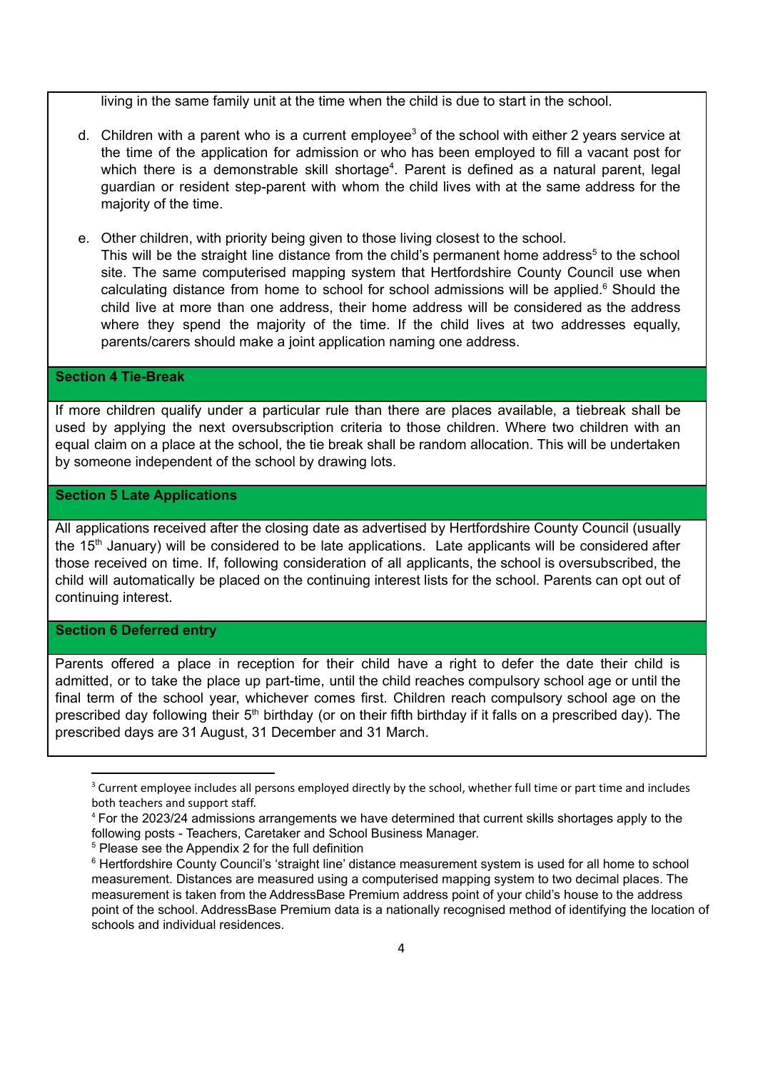living in the same family unit at the time when the child is due to start in the school.

d. Children with a parent who is a current employee[3] of the school with either 2 years service at the time of the application for admission or who has been employed to fill a vacant post for which there is a demonstrable skill shortage[4]. Parent is defined as a natural parent, legal guardian or resident step-parent with whom the child lives with at the same address for the majority of the time.

e. Other children, with priority being given to those living closest to the school. This will be the straight line distance from the child's permanent home address[5] to the school site. The same computerised mapping system that Hertfordshire County Council use when calculating distance from home to school for school admissions will be applied.[6] Should the child live at more than one address, their home address will be considered as the address where they spend the majority of the time. If the child lives at two addresses equally, parents/carers should make a joint application naming one address.

## Section 4 Tie-Break

If more children qualify under a particular rule than there are places available, a tiebreak shall be used by applying the next oversubscription criteria to those children. Where two children with an equal claim on a place at the school, the tie break shall be random allocation. This will be undertaken by someone independent of the school by drawing lots.

## Section 5 Late Applications

All applications received after the closing date as advertised by Hertfordshire County Council (usually the 15th January) will be considered to be late applications. Late applicants will be considered after those received on time. If, following consideration of all applicants, the school is oversubscribed, the child will automatically be placed on the continuing interest lists for the school. Parents can opt out of continuing interest.

## Section 6 Deferred entry

Parents offered a place in reception for their child have a right to defer the date their child is admitted, or to take the place up part-time, until the child reaches compulsory school age or until the final term of the school year, whichever comes first. Children reach compulsory school age on the prescribed day following their 5th birthday (or on their fifth birthday if it falls on a prescribed day). The prescribed days are 31 August, 31 December and 31 March.

---

[3] Current employee includes all persons employed directly by the school, whether full time or part time and includes both teachers and support staff.

[4] For the 2023/24 admissions arrangements we have determined that current skills shortages apply to the following posts - Teachers, Caretaker and School Business Manager.

[5] Please see the Appendix 2 for the full definition

[6] Hertfordshire County Council's 'straight line' distance measurement system is used for all home to school measurement. Distances are measured using a computerised mapping system to two decimal places. The measurement is taken from the AddressBase Premium address point of your child's house to the address point of the school. AddressBase Premium data is a nationally recognised method of identifying the location of schools and individual residences.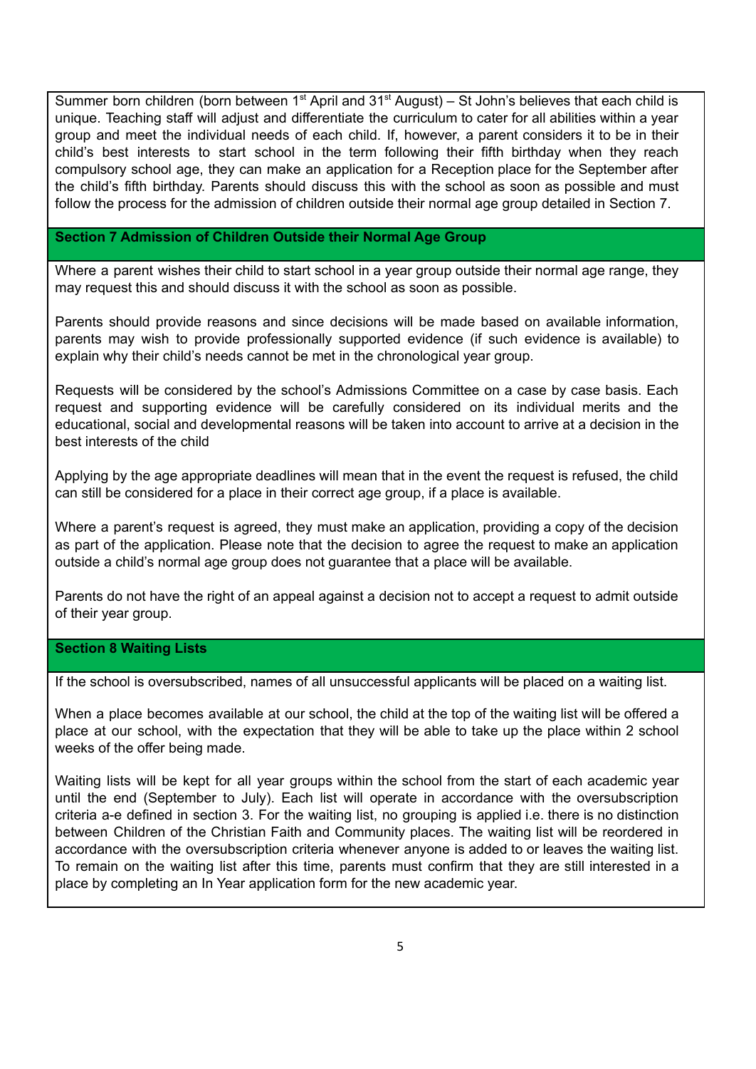Summer born children (born between 1st April and 31st August) – St John's believes that each child is unique. Teaching staff will adjust and differentiate the curriculum to cater for all abilities within a year group and meet the individual needs of each child. If, however, a parent considers it to be in their child's best interests to start school in the term following their fifth birthday when they reach compulsory school age, they can make an application for a Reception place for the September after the child's fifth birthday. Parents should discuss this with the school as soon as possible and must follow the process for the admission of children outside their normal age group detailed in Section 7.

## Section 7 Admission of Children Outside their Normal Age Group

Where a parent wishes their child to start school in a year group outside their normal age range, they may request this and should discuss it with the school as soon as possible.

Parents should provide reasons and since decisions will be made based on available information, parents may wish to provide professionally supported evidence (if such evidence is available) to explain why their child's needs cannot be met in the chronological year group.

Requests will be considered by the school's Admissions Committee on a case by case basis. Each request and supporting evidence will be carefully considered on its individual merits and the educational, social and developmental reasons will be taken into account to arrive at a decision in the best interests of the child

Applying by the age appropriate deadlines will mean that in the event the request is refused, the child can still be considered for a place in their correct age group, if a place is available.

Where a parent's request is agreed, they must make an application, providing a copy of the decision as part of the application. Please note that the decision to agree the request to make an application outside a child's normal age group does not guarantee that a place will be available.

Parents do not have the right of an appeal against a decision not to accept a request to admit outside of their year group.

## Section 8 Waiting Lists

If the school is oversubscribed, names of all unsuccessful applicants will be placed on a waiting list.

When a place becomes available at our school, the child at the top of the waiting list will be offered a place at our school, with the expectation that they will be able to take up the place within 2 school weeks of the offer being made.

Waiting lists will be kept for all year groups within the school from the start of each academic year until the end (September to July). Each list will operate in accordance with the oversubscription criteria a-e defined in section 3. For the waiting list, no grouping is applied i.e. there is no distinction between Children of the Christian Faith and Community places. The waiting list will be reordered in accordance with the oversubscription criteria whenever anyone is added to or leaves the waiting list. To remain on the waiting list after this time, parents must confirm that they are still interested in a place by completing an In Year application form for the new academic year.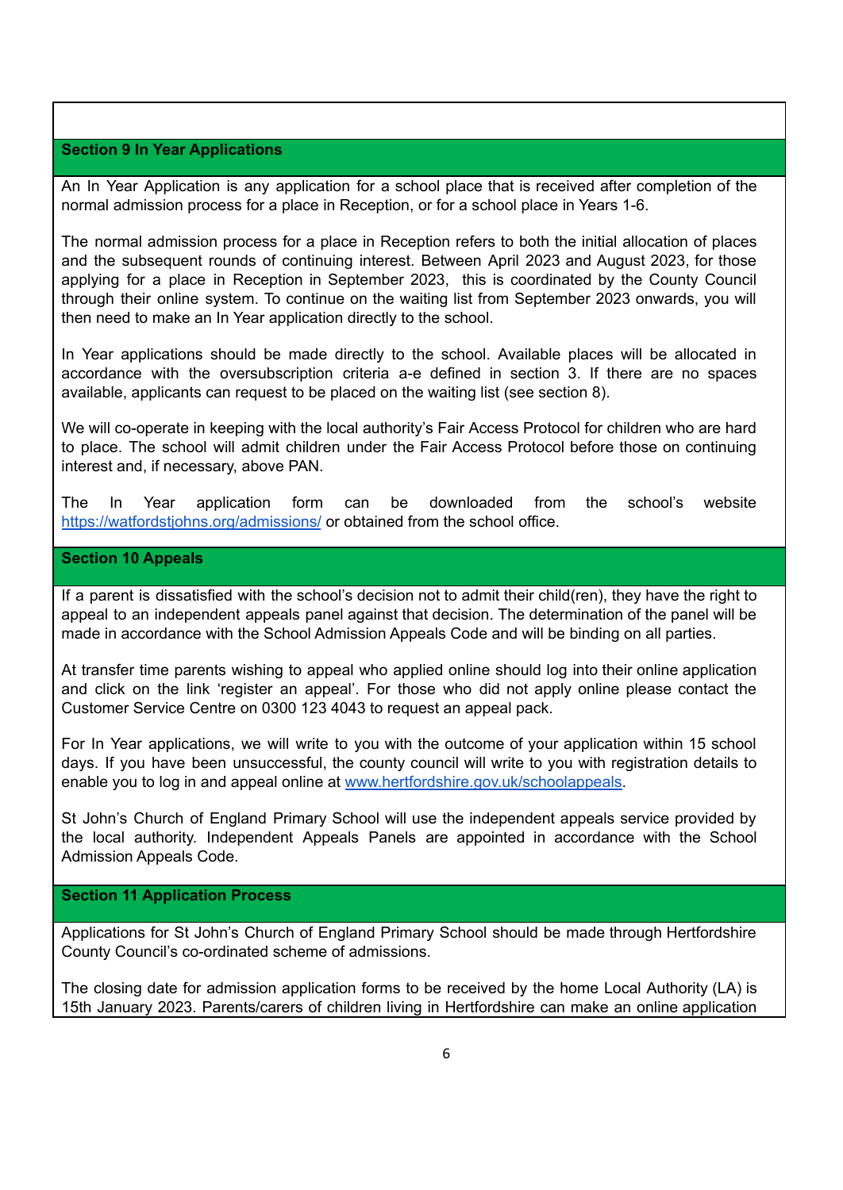## Section 9 In Year Applications

An In Year Application is any application for a school place that is received after completion of the normal admission process for a place in Reception, or for a school place in Years 1-6.

The normal admission process for a place in Reception refers to both the initial allocation of places and the subsequent rounds of continuing interest. Between April 2023 and August 2023, for those applying for a place in Reception in September 2023, this is coordinated by the County Council through their online system. To continue on the waiting list from September 2023 onwards, you will then need to make an In Year application directly to the school.

In Year applications should be made directly to the school. Available places will be allocated in accordance with the oversubscription criteria a-e defined in section 3. If there are no spaces available, applicants can request to be placed on the waiting list (see section 8).

We will co-operate in keeping with the local authority's Fair Access Protocol for children who are hard to place. The school will admit children under the Fair Access Protocol before those on continuing interest and, if necessary, above PAN.

The In Year application form can be downloaded from the school's website [https://watfordstjohns.org/admissions/](https://watfordstjohns.org/admissions/) or obtained from the school office.

## Section 10 Appeals

If a parent is dissatisfied with the school's decision not to admit their child(ren), they have the right to appeal to an independent appeals panel against that decision. The determination of the panel will be made in accordance with the School Admission Appeals Code and will be binding on all parties.

At transfer time parents wishing to appeal who applied online should log into their online application and click on the link 'register an appeal'. For those who did not apply online please contact the Customer Service Centre on 0300 123 4043 to request an appeal pack.

For In Year applications, we will write to you with the outcome of your application within 15 school days. If you have been unsuccessful, the county council will write to you with registration details to enable you to log in and appeal online at [www.hertfordshire.gov.uk/schoolappeals](http://www.hertfordshire.gov.uk/schoolappeals).

St John's Church of England Primary School will use the independent appeals service provided by the local authority. Independent Appeals Panels are appointed in accordance with the School Admission Appeals Code.

## Section 11 Application Process

Applications for St John's Church of England Primary School should be made through Hertfordshire County Council's co-ordinated scheme of admissions.

The closing date for admission application forms to be received by the home Local Authority (LA) is 15th January 2023. Parents/carers of children living in Hertfordshire can make an online application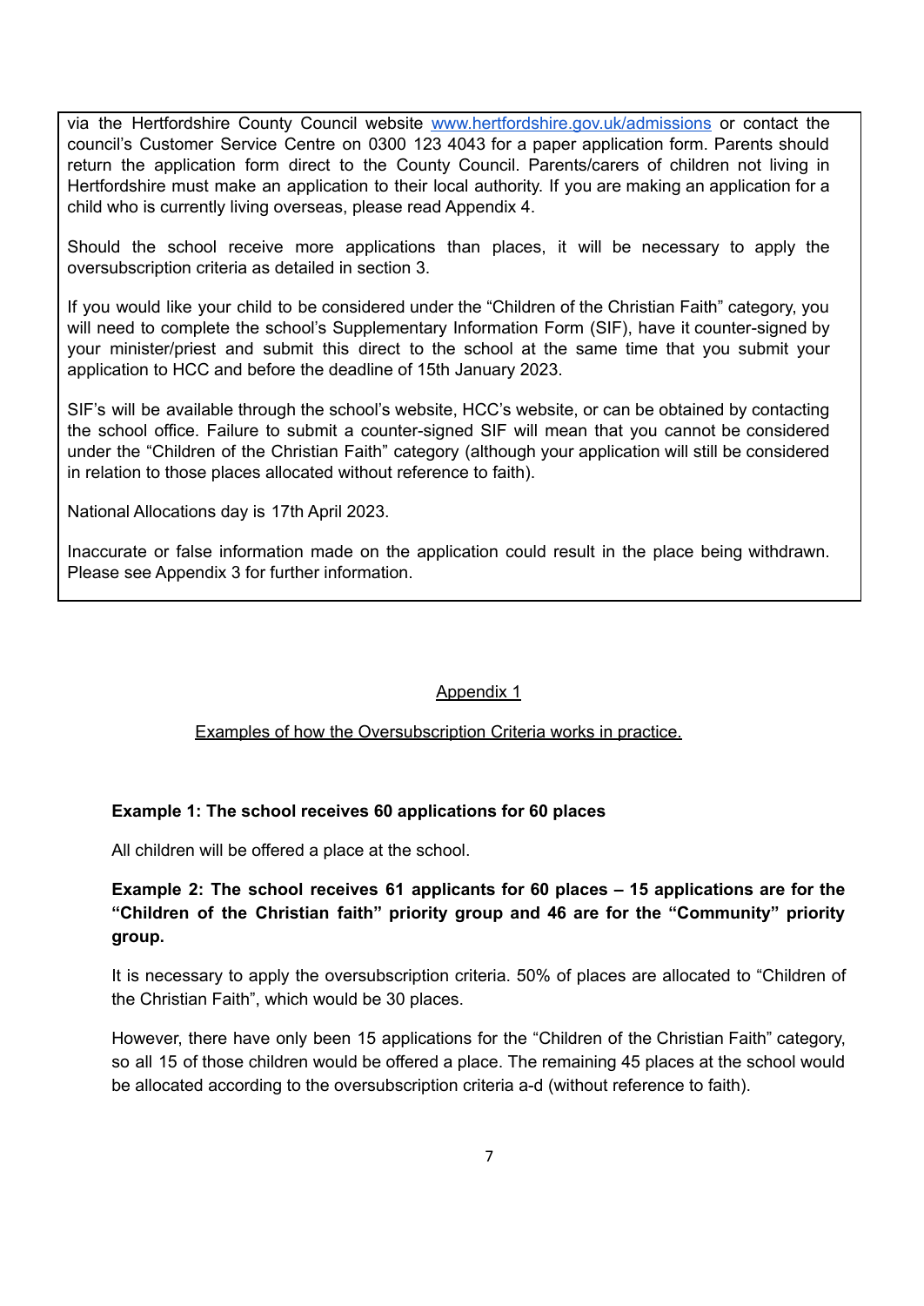via the Hertfordshire County Council website [www.hertfordshire.gov.uk/admissions](http://www.hertfordshire.gov.uk/admissions) or contact the council's Customer Service Centre on 0300 123 4043 for a paper application form. Parents should return the application form direct to the County Council. Parents/carers of children not living in Hertfordshire must make an application to their local authority. If you are making an application for a child who is currently living overseas, please read Appendix 4.

Should the school receive more applications than places, it will be necessary to apply the oversubscription criteria as detailed in section 3.

If you would like your child to be considered under the "Children of the Christian Faith" category, you will need to complete the school's Supplementary Information Form (SIF), have it counter-signed by your minister/priest and submit this direct to the school at the same time that you submit your application to HCC and before the deadline of 15th January 2023.

SIF's will be available through the school's website, HCC's website, or can be obtained by contacting the school office. Failure to submit a counter-signed SIF will mean that you cannot be considered under the "Children of the Christian Faith" category (although your application will still be considered in relation to those places allocated without reference to faith).

National Allocations day is 17th April 2023.

Inaccurate or false information made on the application could result in the place being withdrawn. Please see Appendix 3 for further information.

## Appendix 1

### Examples of how the Oversubscription Criteria works in practice.

**Example 1: The school receives 60 applications for 60 places**

All children will be offered a place at the school.

**Example 2: The school receives 61 applicants for 60 places – 15 applications are for the "Children of the Christian faith" priority group and 46 are for the "Community" priority group.**

It is necessary to apply the oversubscription criteria. 50% of places are allocated to "Children of the Christian Faith", which would be 30 places.

However, there have only been 15 applications for the "Children of the Christian Faith" category, so all 15 of those children would be offered a place. The remaining 45 places at the school would be allocated according to the oversubscription criteria a-d (without reference to faith).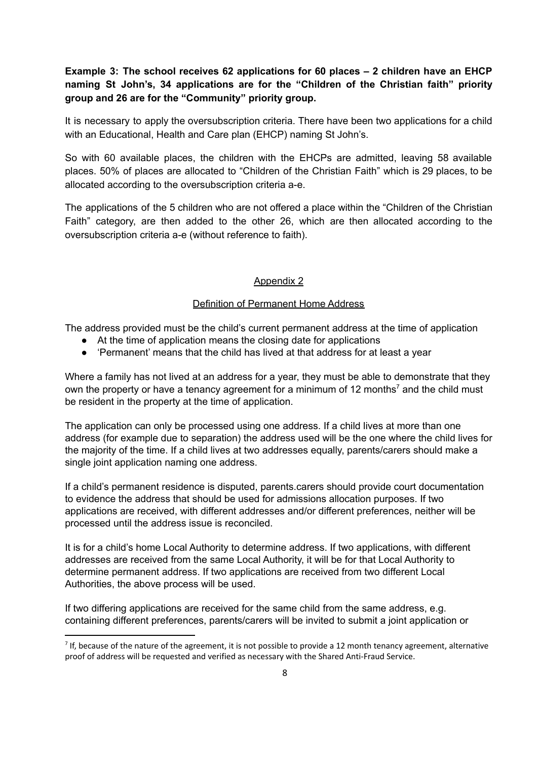**Example 3: The school receives 62 applications for 60 places – 2 children have an EHCP naming St John's, 34 applications are for the "Children of the Christian faith" priority group and 26 are for the "Community" priority group.**

It is necessary to apply the oversubscription criteria. There have been two applications for a child with an Educational, Health and Care plan (EHCP) naming St John's.

So with 60 available places, the children with the EHCPs are admitted, leaving 58 available places. 50% of places are allocated to "Children of the Christian Faith" which is 29 places, to be allocated according to the oversubscription criteria a-e.

The applications of the 5 children who are not offered a place within the "Children of the Christian Faith" category, are then added to the other 26, which are then allocated according to the oversubscription criteria a-e (without reference to faith).

## Appendix 2

### Definition of Permanent Home Address

The address provided must be the child's current permanent address at the time of application

- At the time of application means the closing date for applications
- 'Permanent' means that the child has lived at that address for at least a year

Where a family has not lived at an address for a year, they must be able to demonstrate that they own the property or have a tenancy agreement for a minimum of 12 months[7] and the child must be resident in the property at the time of application.

The application can only be processed using one address. If a child lives at more than one address (for example due to separation) the address used will be the one where the child lives for the majority of the time. If a child lives at two addresses equally, parents/carers should make a single joint application naming one address.

If a child's permanent residence is disputed, parents.carers should provide court documentation to evidence the address that should be used for admissions allocation purposes. If two applications are received, with different addresses and/or different preferences, neither will be processed until the address issue is reconciled.

It is for a child's home Local Authority to determine address. If two applications, with different addresses are received from the same Local Authority, it will be for that Local Authority to determine permanent address. If two applications are received from two different Local Authorities, the above process will be used.

If two differing applications are received for the same child from the same address, e.g. containing different preferences, parents/carers will be invited to submit a joint application or

[7] If, because of the nature of the agreement, it is not possible to provide a 12 month tenancy agreement, alternative proof of address will be requested and verified as necessary with the Shared Anti-Fraud Service.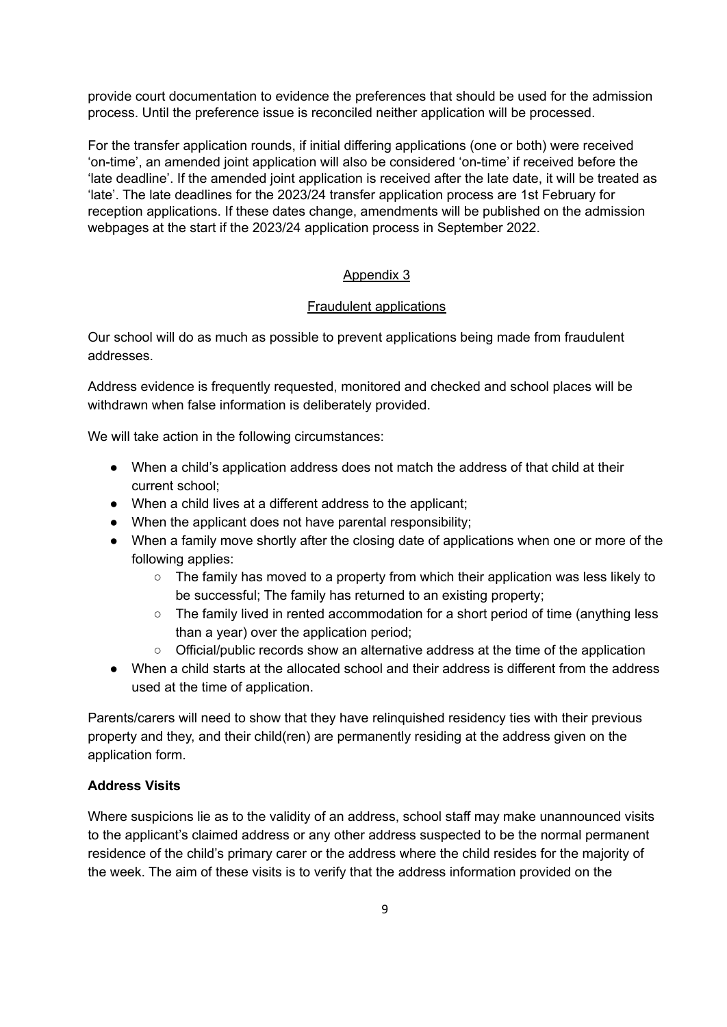provide court documentation to evidence the preferences that should be used for the admission process. Until the preference issue is reconciled neither application will be processed.

For the transfer application rounds, if initial differing applications (one or both) were received 'on-time', an amended joint application will also be considered 'on-time' if received before the 'late deadline'. If the amended joint application is received after the late date, it will be treated as 'late'. The late deadlines for the 2023/24 transfer application process are 1st February for reception applications. If these dates change, amendments will be published on the admission webpages at the start if the 2023/24 application process in September 2022.

## Appendix 3

## Fraudulent applications

Our school will do as much as possible to prevent applications being made from fraudulent addresses.

Address evidence is frequently requested, monitored and checked and school places will be withdrawn when false information is deliberately provided.

We will take action in the following circumstances:

- When a child's application address does not match the address of that child at their current school;
- When a child lives at a different address to the applicant;
- When the applicant does not have parental responsibility;
- When a family move shortly after the closing date of applications when one or more of the following applies:
    - The family has moved to a property from which their application was less likely to be successful; The family has returned to an existing property;
    - The family lived in rented accommodation for a short period of time (anything less than a year) over the application period;
    - Official/public records show an alternative address at the time of the application
- When a child starts at the allocated school and their address is different from the address used at the time of application.

Parents/carers will need to show that they have relinquished residency ties with their previous property and they, and their child(ren) are permanently residing at the address given on the application form.

**Address Visits**

Where suspicions lie as to the validity of an address, school staff may make unannounced visits to the applicant's claimed address or any other address suspected to be the normal permanent residence of the child's primary carer or the address where the child resides for the majority of the week. The aim of these visits is to verify that the address information provided on the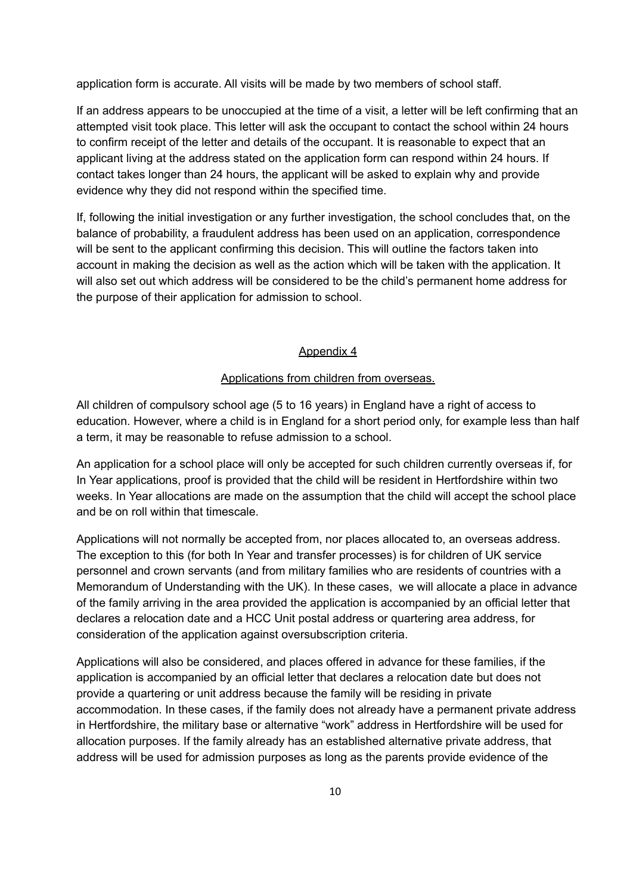application form is accurate. All visits will be made by two members of school staff.

If an address appears to be unoccupied at the time of a visit, a letter will be left confirming that an attempted visit took place. This letter will ask the occupant to contact the school within 24 hours to confirm receipt of the letter and details of the occupant. It is reasonable to expect that an applicant living at the address stated on the application form can respond within 24 hours. If contact takes longer than 24 hours, the applicant will be asked to explain why and provide evidence why they did not respond within the specified time.

If, following the initial investigation or any further investigation, the school concludes that, on the balance of probability, a fraudulent address has been used on an application, correspondence will be sent to the applicant confirming this decision. This will outline the factors taken into account in making the decision as well as the action which will be taken with the application. It will also set out which address will be considered to be the child's permanent home address for the purpose of their application for admission to school.

## Appendix 4

### Applications from children from overseas.

All children of compulsory school age (5 to 16 years) in England have a right of access to education. However, where a child is in England for a short period only, for example less than half a term, it may be reasonable to refuse admission to a school.

An application for a school place will only be accepted for such children currently overseas if, for In Year applications, proof is provided that the child will be resident in Hertfordshire within two weeks. In Year allocations are made on the assumption that the child will accept the school place and be on roll within that timescale.

Applications will not normally be accepted from, nor places allocated to, an overseas address. The exception to this (for both In Year and transfer processes) is for children of UK service personnel and crown servants (and from military families who are residents of countries with a Memorandum of Understanding with the UK). In these cases, we will allocate a place in advance of the family arriving in the area provided the application is accompanied by an official letter that declares a relocation date and a HCC Unit postal address or quartering area address, for consideration of the application against oversubscription criteria.

Applications will also be considered, and places offered in advance for these families, if the application is accompanied by an official letter that declares a relocation date but does not provide a quartering or unit address because the family will be residing in private accommodation. In these cases, if the family does not already have a permanent private address in Hertfordshire, the military base or alternative "work" address in Hertfordshire will be used for allocation purposes. If the family already has an established alternative private address, that address will be used for admission purposes as long as the parents provide evidence of the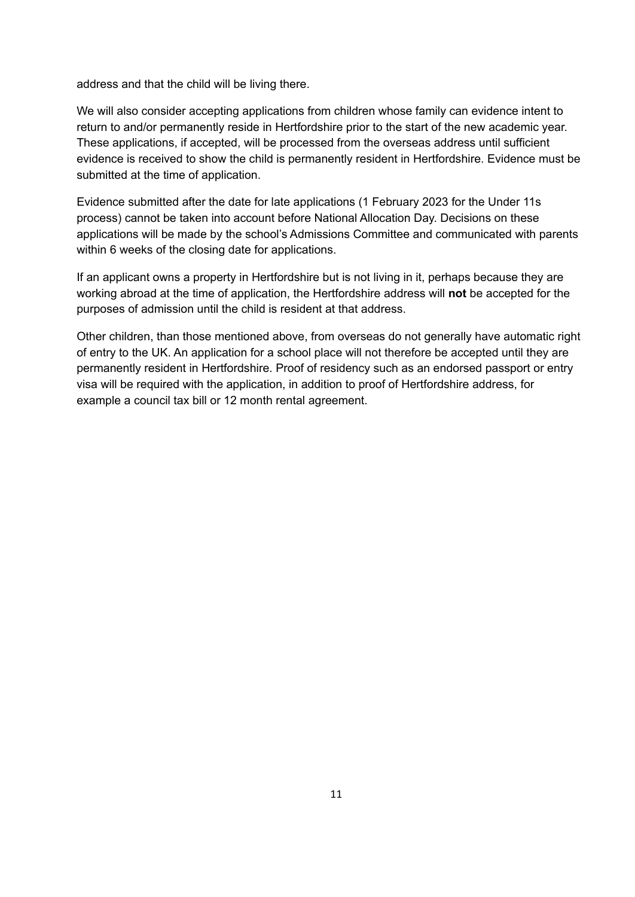address and that the child will be living there.

We will also consider accepting applications from children whose family can evidence intent to return to and/or permanently reside in Hertfordshire prior to the start of the new academic year. These applications, if accepted, will be processed from the overseas address until sufficient evidence is received to show the child is permanently resident in Hertfordshire. Evidence must be submitted at the time of application.

Evidence submitted after the date for late applications (1 February 2023 for the Under 11s process) cannot be taken into account before National Allocation Day. Decisions on these applications will be made by the school's Admissions Committee and communicated with parents within 6 weeks of the closing date for applications.

If an applicant owns a property in Hertfordshire but is not living in it, perhaps because they are working abroad at the time of application, the Hertfordshire address will **not** be accepted for the purposes of admission until the child is resident at that address.

Other children, than those mentioned above, from overseas do not generally have automatic right of entry to the UK. An application for a school place will not therefore be accepted until they are permanently resident in Hertfordshire. Proof of residency such as an endorsed passport or entry visa will be required with the application, in addition to proof of Hertfordshire address, for example a council tax bill or 12 month rental agreement.